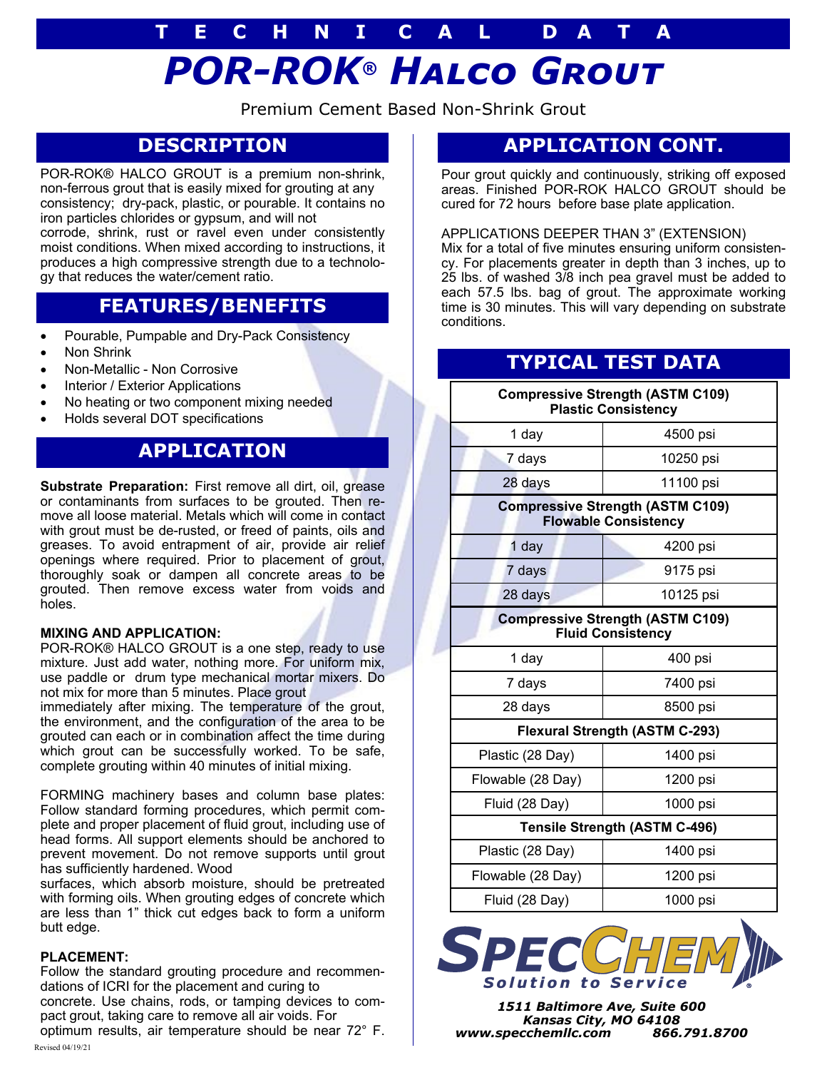# TECHNICAL DATA

# POR-ROK® HALCO GROUT

Premium Cement Based Non-Shrink Grout

## DESCRIPTION

POR-ROK® HALCO GROUT is a premium non-shrink, non-ferrous grout that is easily mixed for grouting at any consistency; dry-pack, plastic, or pourable. It contains no iron particles chlorides or gypsum, and will not corrode, shrink, rust or ravel even under consistently moist conditions. When mixed according to instructions, it produces a high compressive strength due to a technology that reduces the water/cement ratio.

## FEATURES/BENEFITS

- Pourable, Pumpable and Dry-Pack Consistency
- Non Shrink
- Non-Metallic - Non Corrosive
- Interior / Exterior Applications
- No heating or two component mixing needed
- Holds several DOT specifications

## APPLICATION

**Substrate Preparation:** First remove all dirt, oil, grease or contaminants from surfaces to be grouted. Then remove all loose material. Metals which will come in contact with grout must be de-rusted, or freed of paints, oils and greases. To avoid entrapment of air, provide air relief openings where required. Prior to placement of grout, thoroughly soak or dampen all concrete areas to be grouted. Then remove excess water from voids and holes.

**MIXING AND APPLICATION:**
POR-ROK® HALCO GROUT is a one step, ready to use mixture. Just add water, nothing more. For uniform mix, use paddle or drum type mechanical mortar mixers. Do not mix for more than 5 minutes. Place grout immediately after mixing. The temperature of the grout, the environment, and the configuration of the area to be grouted can each or in combination affect the time during which grout can be successfully worked. To be safe, complete grouting within 40 minutes of initial mixing.

FORMING machinery bases and column base plates: Follow standard forming procedures, which permit complete and proper placement of fluid grout, including use of head forms. All support elements should be anchored to prevent movement. Do not remove supports until grout has sufficiently hardened. Wood surfaces, which absorb moisture, should be pretreated with forming oils. When grouting edges of concrete which are less than 1" thick cut edges back to form a uniform butt edge.

**PLACEMENT:**
Follow the standard grouting procedure and recommendations of ICRI for the placement and curing to concrete. Use chains, rods, or tamping devices to compact grout, taking care to remove all air voids. For optimum results, air temperature should be near 72° F.

## APPLICATION CONT.

Pour grout quickly and continuously, striking off exposed areas. Finished POR-ROK HALCO GROUT should be cured for 72 hours before base plate application.

APPLICATIONS DEEPER THAN 3" (EXTENSION)
Mix for a total of five minutes ensuring uniform consistency. For placements greater in depth than 3 inches, up to 25 lbs. of washed 3/8 inch pea gravel must be added to each 57.5 lbs. bag of grout. The approximate working time is 30 minutes. This will vary depending on substrate conditions.

## TYPICAL TEST DATA

| Compressive Strength (ASTM C109) Plastic Consistency | |
|---|---|
| 1 day | 4500 psi |
| 7 days | 10250 psi |
| 28 days | 11100 psi |
| **Compressive Strength (ASTM C109) Flowable Consistency** | |
| 1 day | 4200 psi |
| 7 days | 9175 psi |
| 28 days | 10125 psi |
| **Compressive Strength (ASTM C109) Fluid Consistency** | |
| 1 day | 400 psi |
| 7 days | 7400 psi |
| 28 days | 8500 psi |
| **Flexural Strength (ASTM C-293)** | |
| Plastic (28 Day) | 1400 psi |
| Flowable (28 Day) | 1200 psi |
| Fluid (28 Day) | 1000 psi |
| **Tensile Strength (ASTM C-496)** | |
| Plastic (28 Day) | 1400 psi |
| Flowable (28 Day) | 1200 psi |
| Fluid (28 Day) | 1000 psi |

SPECCHEM
*Solution to Service*

*1511 Baltimore Ave, Suite 600*
*Kansas City, MO 64108*
*www.specchemllc.com 866.791.8700*

Revised 04/19/21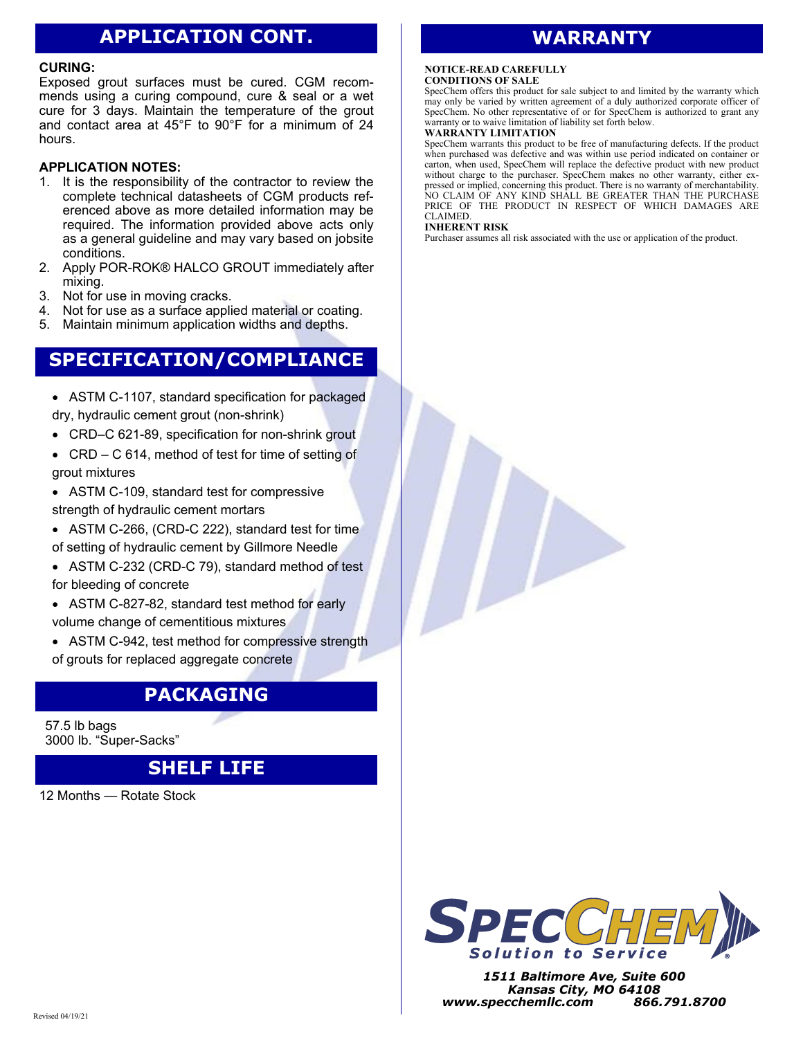## APPLICATION CONT.

**CURING:**

Exposed grout surfaces must be cured. CGM recommends using a curing compound, cure & seal or a wet cure for 3 days. Maintain the temperature of the grout and contact area at 45°F to 90°F for a minimum of 24 hours.

**APPLICATION NOTES:**

1. It is the responsibility of the contractor to review the complete technical datasheets of CGM products referenced above as more detailed information may be required. The information provided above acts only as a general guideline and may vary based on jobsite conditions.
2. Apply POR-ROK® HALCO GROUT immediately after mixing.
3. Not for use in moving cracks.
4. Not for use as a surface applied material or coating.
5. Maintain minimum application widths and depths.

## SPECIFICATION/COMPLIANCE

- ASTM C-1107, standard specification for packaged dry, hydraulic cement grout (non-shrink)
- CRD–C 621-89, specification for non-shrink grout
- CRD – C 614, method of test for time of setting of grout mixtures
- ASTM C-109, standard test for compressive strength of hydraulic cement mortars
- ASTM C-266, (CRD-C 222), standard test for time of setting of hydraulic cement by Gillmore Needle
- ASTM C-232 (CRD-C 79), standard method of test for bleeding of concrete
- ASTM C-827-82, standard test method for early volume change of cementitious mixtures
- ASTM C-942, test method for compressive strength of grouts for replaced aggregate concrete

## PACKAGING

57.5 lb bags
3000 lb. "Super-Sacks"

## SHELF LIFE

12 Months — Rotate Stock

## WARRANTY

**NOTICE-READ CAREFULLY**

**CONDITIONS OF SALE**

SpecChem offers this product for sale subject to and limited by the warranty which may only be varied by written agreement of a duly authorized corporate officer of SpecChem. No other representative of or for SpecChem is authorized to grant any warranty or to waive limitation of liability set forth below.

**WARRANTY LIMITATION**

SpecChem warrants this product to be free of manufacturing defects. If the product when purchased was defective and was within use period indicated on container or carton, when used, SpecChem will replace the defective product with new product without charge to the purchaser. SpecChem makes no other warranty, either expressed or implied, concerning this product. There is no warranty of merchantability. NO CLAIM OF ANY KIND SHALL BE GREATER THAN THE PURCHASE PRICE OF THE PRODUCT IN RESPECT OF WHICH DAMAGES ARE CLAIMED.

**INHERENT RISK**

Purchaser assumes all risk associated with the use or application of the product.

SPECCHEM
*Solution to Service*

***1511 Baltimore Ave, Suite 600***
***Kansas City, MO 64108***
***www.specchemllc.com 866.791.8700***

Revised 04/19/21